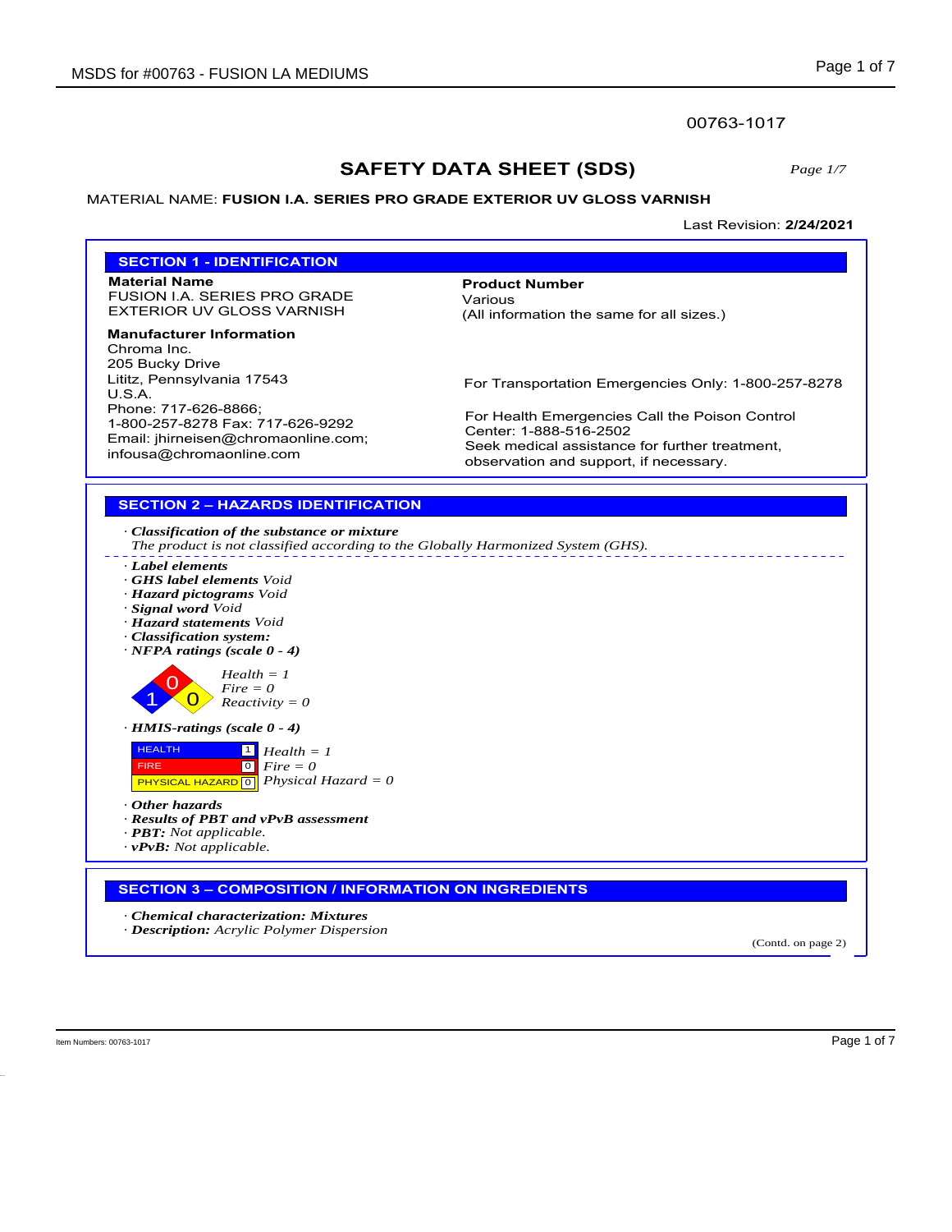00763-1017

# SAFETY DATA SHEET (SDS)

MATERIAL NAME: **FUSION I.A. SERIES PRO GRADE EXTERIOR UV GLOSS VARNISH**

Last Revision: **2/24/2021**

## SECTION 1 - IDENTIFICATION

**Material Name**
FUSION I.A. SERIES PRO GRADE EXTERIOR UV GLOSS VARNISH

**Product Number**
Various
(All information the same for all sizes.)

**Manufacturer Information**
Chroma Inc.
205 Bucky Drive
Lititz, Pennsylvania 17543
U.S.A.
Phone: 717-626-8866;
1-800-257-8278 Fax: 717-626-9292
Email: jhirneisen@chromaonline.com;
infousa@chromaonline.com

For Transportation Emergencies Only: 1-800-257-8278

For Health Emergencies Call the Poison Control Center: 1-888-516-2502
Seek medical assistance for further treatment, observation and support, if necessary.

## SECTION 2 – HAZARDS IDENTIFICATION

· ***Classification of the substance or mixture***
*The product is not classified according to the Globally Harmonized System (GHS).*

· ***Label elements***
· ***GHS label elements*** *Void*
· ***Hazard pictograms*** *Void*
· ***Signal word*** *Void*
· ***Hazard statements*** *Void*
· ***Classification system:***
· ***NFPA ratings (scale 0 - 4)***

*Health = 1*
*Fire = 0*
*Reactivity = 0*

· ***HMIS-ratings (scale 0 - 4)***

| | | |
|---|---|---|
| HEALTH | 1 | *Health = 1* |
| FIRE | 0 | *Fire = 0* |
| PHYSICAL HAZARD | 0 | *Physical Hazard = 0* |

· ***Other hazards***
· ***Results of PBT and vPvB assessment***
· ***PBT:*** *Not applicable.*
· ***vPvB:*** *Not applicable.*

## SECTION 3 – COMPOSITION / INFORMATION ON INGREDIENTS

· ***Chemical characterization: Mixtures***
· ***Description:*** *Acrylic Polymer Dispersion*

(Contd. on page 2)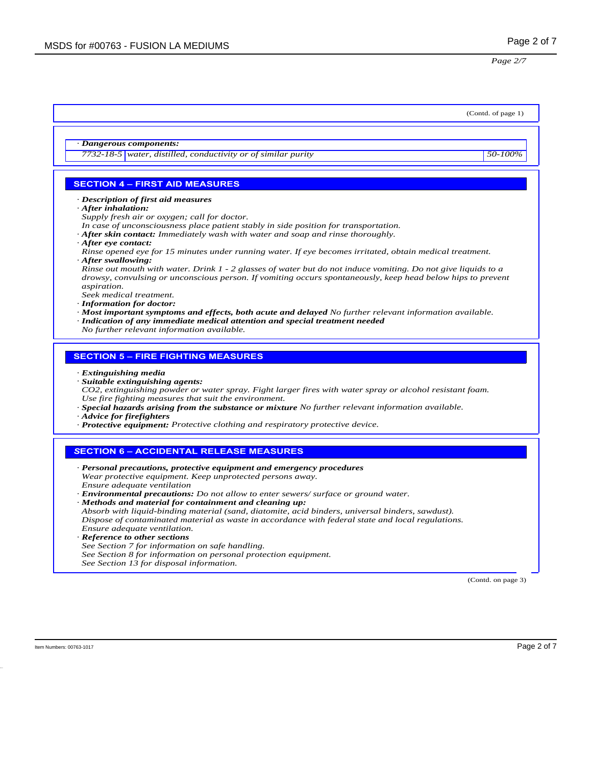(Contd. of page 1)

· ***Dangerous components:***

| | | |
|---|---|---|
| *7732-18-5* | *water, distilled, conductivity or of similar purity* | *50-100%* |

## SECTION 4 – FIRST AID MEASURES

· ***Description of first aid measures***
· ***After inhalation:***
*Supply fresh air or oxygen; call for doctor.*
*In case of unconsciousness place patient stably in side position for transportation.*
· ***After skin contact:*** *Immediately wash with water and soap and rinse thoroughly.*
· ***After eye contact:***
*Rinse opened eye for 15 minutes under running water. If eye becomes irritated, obtain medical treatment.*
· ***After swallowing:***
*Rinse out mouth with water. Drink 1 - 2 glasses of water but do not induce vomiting. Do not give liquids to a drowsy, convulsing or unconscious person. If vomiting occurs spontaneously, keep head below hips to prevent aspiration.*
*Seek medical treatment.*
· ***Information for doctor:***
· ***Most important symptoms and effects, both acute and delayed*** *No further relevant information available.*
· ***Indication of any immediate medical attention and special treatment needed***
*No further relevant information available.*

## SECTION 5 – FIRE FIGHTING MEASURES

· ***Extinguishing media***
· ***Suitable extinguishing agents:***
*$CO_2$, extinguishing powder or water spray. Fight larger fires with water spray or alcohol resistant foam.*
*Use fire fighting measures that suit the environment.*
· ***Special hazards arising from the substance or mixture*** *No further relevant information available.*
· ***Advice for firefighters***
· ***Protective equipment:*** *Protective clothing and respiratory protective device.*

## SECTION 6 – ACCIDENTAL RELEASE MEASURES

· ***Personal precautions, protective equipment and emergency procedures***
*Wear protective equipment. Keep unprotected persons away.*
*Ensure adequate ventilation*
· ***Environmental precautions:*** *Do not allow to enter sewers/ surface or ground water.*
· ***Methods and material for containment and cleaning up:***
*Absorb with liquid-binding material (sand, diatomite, acid binders, universal binders, sawdust).*
*Dispose of contaminated material as waste in accordance with federal state and local regulations.*
*Ensure adequate ventilation.*
· ***Reference to other sections***
*See Section 7 for information on safe handling.*
*See Section 8 for information on personal protection equipment.*
*See Section 13 for disposal information.*

(Contd. on page 3)

Item Numbers: 00763-1017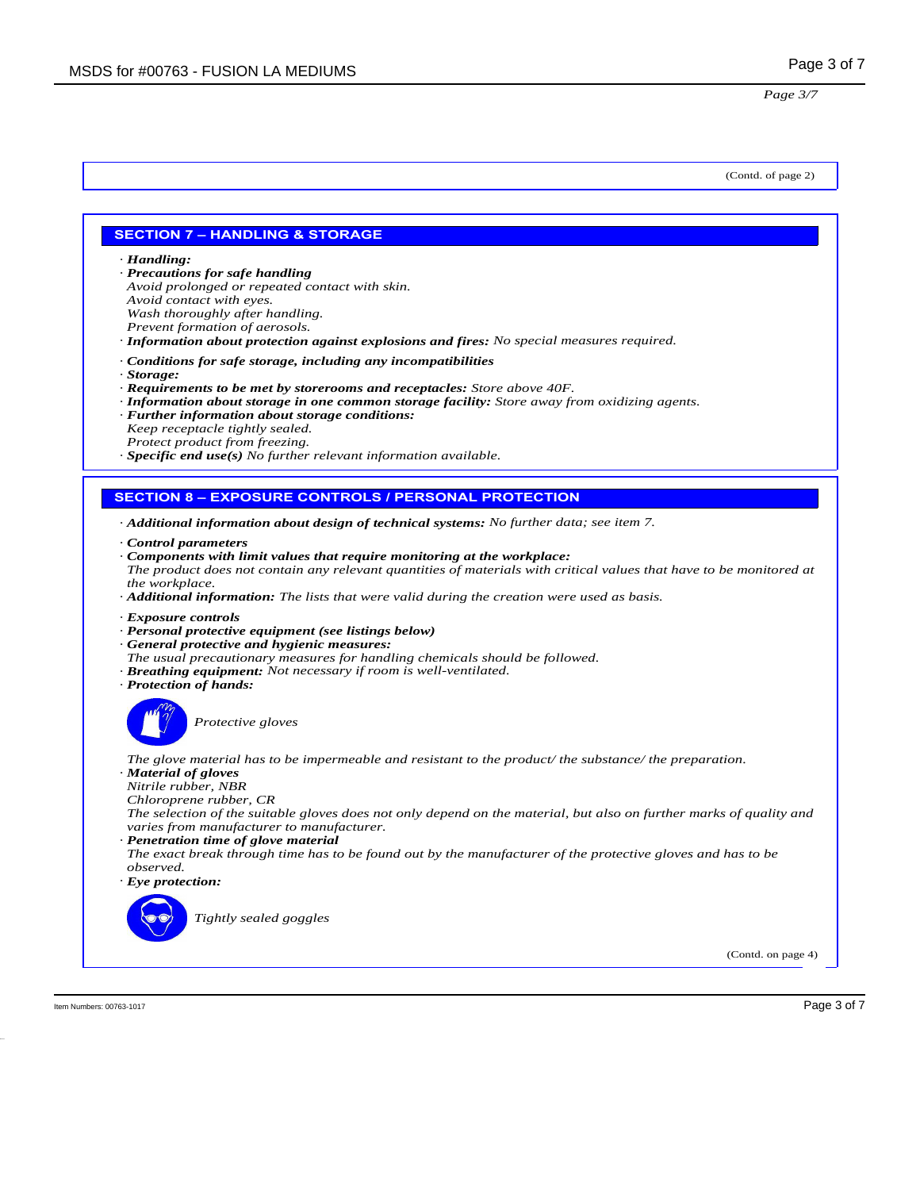(Contd. of page 2)

## SECTION 7 – HANDLING & STORAGE

· ***Handling:***
· ***Precautions for safe handling***
*Avoid prolonged or repeated contact with skin.*
*Avoid contact with eyes.*
*Wash thoroughly after handling.*
*Prevent formation of aerosols.*
· ***Information about protection against explosions and fires:*** *No special measures required.*

· ***Conditions for safe storage, including any incompatibilities***
· ***Storage:***
· ***Requirements to be met by storerooms and receptacles:*** *Store above 40F.*
· ***Information about storage in one common storage facility:*** *Store away from oxidizing agents.*
· ***Further information about storage conditions:***
*Keep receptacle tightly sealed.*
*Protect product from freezing.*
· ***Specific end use(s)*** *No further relevant information available.*

## SECTION 8 – EXPOSURE CONTROLS / PERSONAL PROTECTION

· ***Additional information about design of technical systems:*** *No further data; see item 7.*

· ***Control parameters***
· ***Components with limit values that require monitoring at the workplace:***
*The product does not contain any relevant quantities of materials with critical values that have to be monitored at the workplace.*
· ***Additional information:*** *The lists that were valid during the creation were used as basis.*

· ***Exposure controls***
· ***Personal protective equipment (see listings below)***
· ***General protective and hygienic measures:***
*The usual precautionary measures for handling chemicals should be followed.*
· ***Breathing equipment:*** *Not necessary if room is well-ventilated.*
· ***Protection of hands:***

*Protective gloves*

*The glove material has to be impermeable and resistant to the product/ the substance/ the preparation.*
· ***Material of gloves***
*Nitrile rubber, NBR*
*Chloroprene rubber, CR*
*The selection of the suitable gloves does not only depend on the material, but also on further marks of quality and varies from manufacturer to manufacturer.*
· ***Penetration time of glove material***
*The exact break through time has to be found out by the manufacturer of the protective gloves and has to be observed.*
· ***Eye protection:***

*Tightly sealed goggles*

(Contd. on page 4)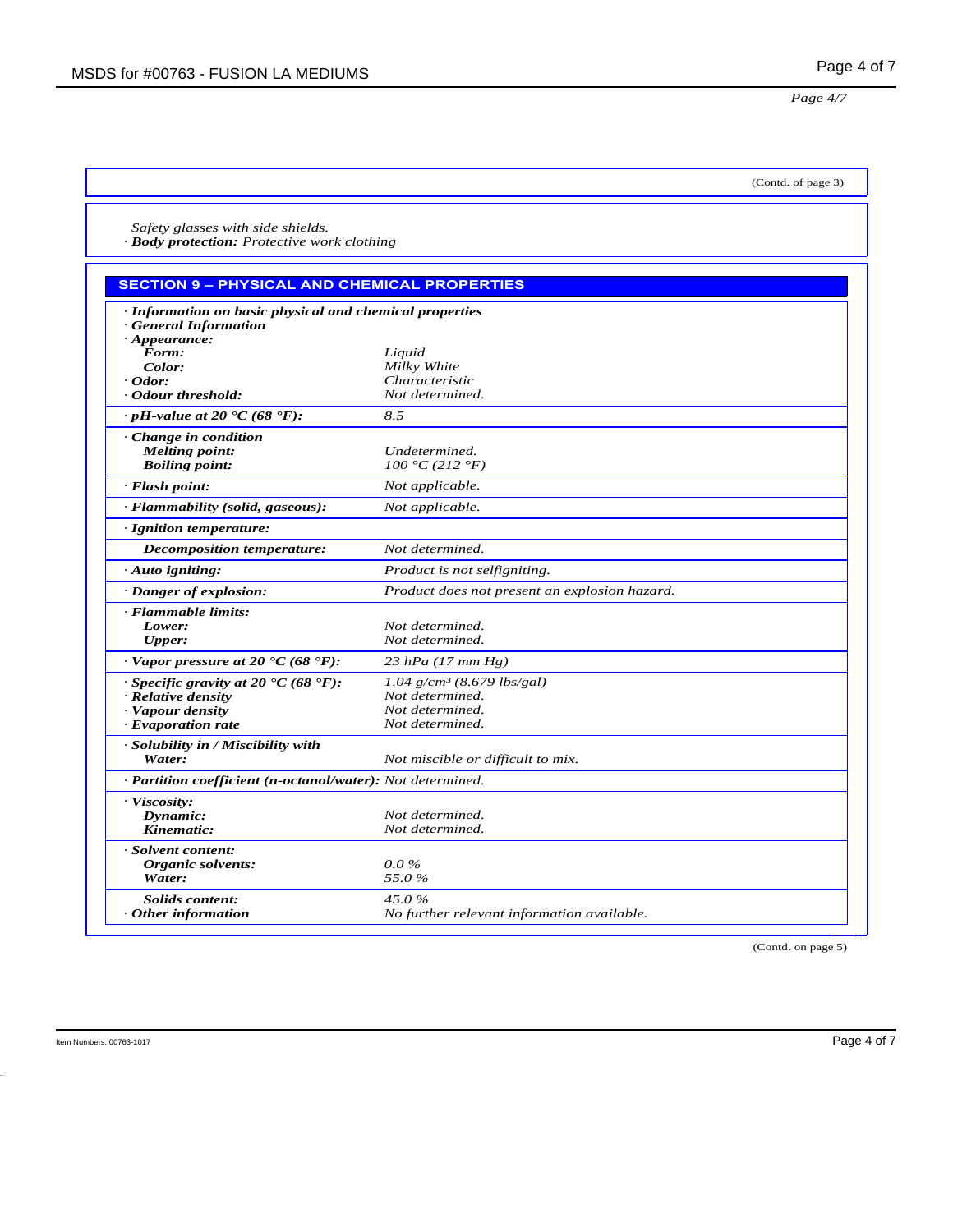(Contd. of page 3)

Safety glasses with side shields.
· **Body protection:** *Protective work clothing*

## SECTION 9 – PHYSICAL AND CHEMICAL PROPERTIES

| Property | Value |
|---|---|
| **· Information on basic physical and chemical properties** | |
| **· General Information** | |
| **· Appearance:** | |
| **Form:** | *Liquid* |
| **Color:** | *Milky White* |
| **· Odor:** | *Characteristic* |
| **· Odour threshold:** | *Not determined.* |
| **· pH-value at 20 °C (68 °F):** | *8.5* |
| **· Change in condition** | |
| **Melting point:** | *Undetermined.* |
| **Boiling point:** | *100 °C (212 °F)* |
| **· Flash point:** | *Not applicable.* |
| **· Flammability (solid, gaseous):** | *Not applicable.* |
| **· Ignition temperature:** | |
| **Decomposition temperature:** | *Not determined.* |
| **· Auto igniting:** | *Product is not selfigniting.* |
| **· Danger of explosion:** | *Product does not present an explosion hazard.* |
| **· Flammable limits:** | |
| **Lower:** | *Not determined.* |
| **Upper:** | *Not determined.* |
| **· Vapor pressure at 20 °C (68 °F):** | *23 hPa (17 mm Hg)* |
| **· Specific gravity at 20 °C (68 °F):** | *1.04 g/cm³ (8.679 lbs/gal)* |
| **· Relative density** | *Not determined.* |
| **· Vapour density** | *Not determined.* |
| **· Evaporation rate** | *Not determined.* |
| **· Solubility in / Miscibility with** | |
| **Water:** | *Not miscible or difficult to mix.* |
| **· Partition coefficient (n-octanol/water):** | *Not determined.* |
| **· Viscosity:** | |
| **Dynamic:** | *Not determined.* |
| **Kinematic:** | *Not determined.* |
| **· Solvent content:** | |
| **Organic solvents:** | *0.0 %* |
| **Water:** | *55.0 %* |
| **Solids content:** | *45.0 %* |
| **· Other information** | *No further relevant information available.* |

(Contd. on page 5)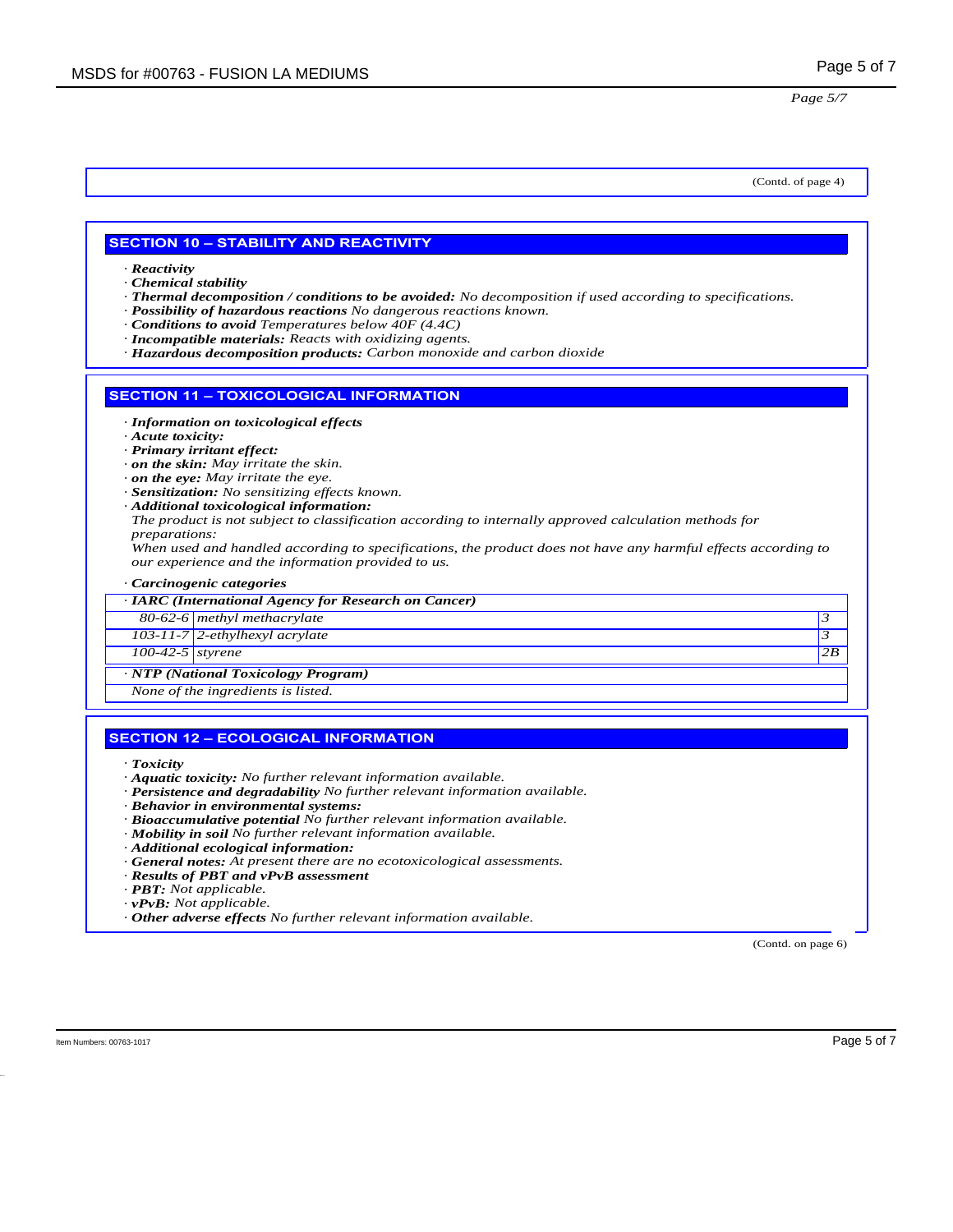(Contd. of page 4)

## SECTION 10 – STABILITY AND REACTIVITY

· ***Reactivity***
· ***Chemical stability***
· ***Thermal decomposition / conditions to be avoided:*** *No decomposition if used according to specifications.*
· ***Possibility of hazardous reactions*** *No dangerous reactions known.*
· ***Conditions to avoid*** *Temperatures below 40F (4.4C)*
· ***Incompatible materials:*** *Reacts with oxidizing agents.*
· ***Hazardous decomposition products:*** *Carbon monoxide and carbon dioxide*

## SECTION 11 – TOXICOLOGICAL INFORMATION

· ***Information on toxicological effects***
· ***Acute toxicity:***
· ***Primary irritant effect:***
· ***on the skin:*** *May irritate the skin.*
· ***on the eye:*** *May irritate the eye.*
· ***Sensitization:*** *No sensitizing effects known.*
· ***Additional toxicological information:***
*The product is not subject to classification according to internally approved calculation methods for preparations:*
*When used and handled according to specifications, the product does not have any harmful effects according to our experience and the information provided to us.*

· ***Carcinogenic categories***

| · ***IARC (International Agency for Research on Cancer)*** | | |
|---|---|---|
| *80-62-6* | *methyl methacrylate* | *3* |
| *103-11-7* | *2-ethylhexyl acrylate* | *3* |
| *100-42-5* | *styrene* | *2B* |

| · ***NTP (National Toxicology Program)*** |
|---|
| *None of the ingredients is listed.* |

## SECTION 12 – ECOLOGICAL INFORMATION

· ***Toxicity***
· ***Aquatic toxicity:*** *No further relevant information available.*
· ***Persistence and degradability*** *No further relevant information available.*
· ***Behavior in environmental systems:***
· ***Bioaccumulative potential*** *No further relevant information available.*
· ***Mobility in soil*** *No further relevant information available.*
· ***Additional ecological information:***
· ***General notes:*** *At present there are no ecotoxicological assessments.*
· ***Results of PBT and vPvB assessment***
· ***PBT:*** *Not applicable.*
· ***vPvB:*** *Not applicable.*
· ***Other adverse effects*** *No further relevant information available.*

(Contd. on page 6)

Item Numbers: 00763-1017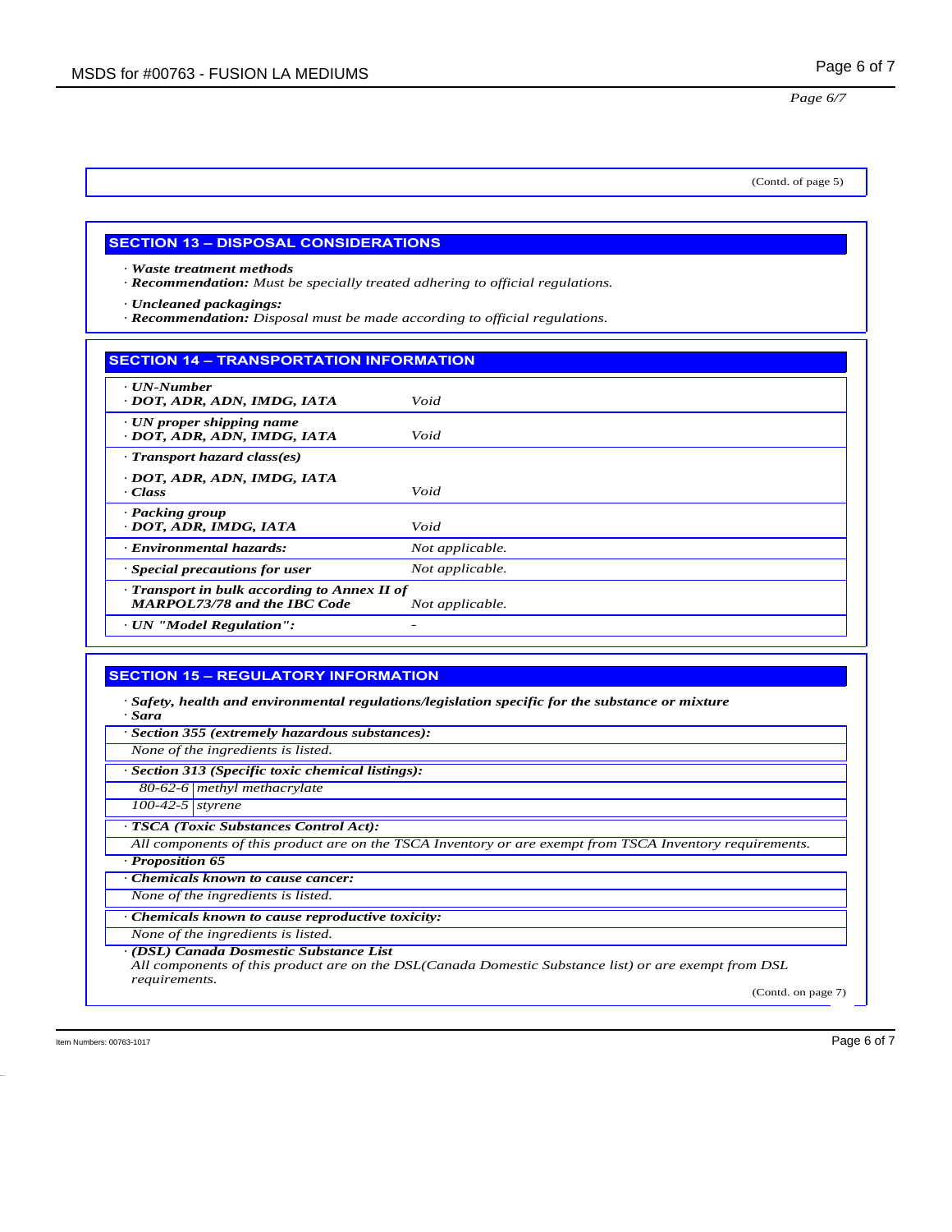(Contd. of page 5)

## SECTION 13 – DISPOSAL CONSIDERATIONS

· ***Waste treatment methods***
· ***Recommendation:*** *Must be specially treated adhering to official regulations.*

· ***Uncleaned packagings:***
· ***Recommendation:*** *Disposal must be made according to official regulations.*

## SECTION 14 – TRANSPORTATION INFORMATION

| | |
|---|---|
| · ***UN-Number*** <br> · ***DOT, ADR, ADN, IMDG, IATA*** | *Void* |
| · ***UN proper shipping name*** <br> · ***DOT, ADR, ADN, IMDG, IATA*** | *Void* |
| · ***Transport hazard class(es)*** <br> · ***DOT, ADR, ADN, IMDG, IATA*** <br> · ***Class*** | *Void* |
| · ***Packing group*** <br> · ***DOT, ADR, IMDG, IATA*** | *Void* |
| · ***Environmental hazards:*** | *Not applicable.* |
| · ***Special precautions for user*** | *Not applicable.* |
| · ***Transport in bulk according to Annex II of MARPOL73/78 and the IBC Code*** | *Not applicable.* |
| · ***UN "Model Regulation":*** | - |

## SECTION 15 – REGULATORY INFORMATION

· ***Safety, health and environmental regulations/legislation specific for the substance or mixture***
· ***Sara***

· ***Section 355 (extremely hazardous substances):***

*None of the ingredients is listed.*

· ***Section 313 (Specific toxic chemical listings):***

| | |
|---|---|
| *80-62-6* | *methyl methacrylate* |
| *100-42-5* | *styrene* |

· ***TSCA (Toxic Substances Control Act):***

*All components of this product are on the TSCA Inventory or are exempt from TSCA Inventory requirements.*

· ***Proposition 65***

· ***Chemicals known to cause cancer:***

*None of the ingredients is listed.*

· ***Chemicals known to cause reproductive toxicity:***

*None of the ingredients is listed.*

· ***(DSL) Canada Dosmestic Substance List***

*All components of this product are on the DSL(Canada Domestic Substance list) or are exempt from DSL requirements.*

(Contd. on page 7)

Item Numbers: 00763-1017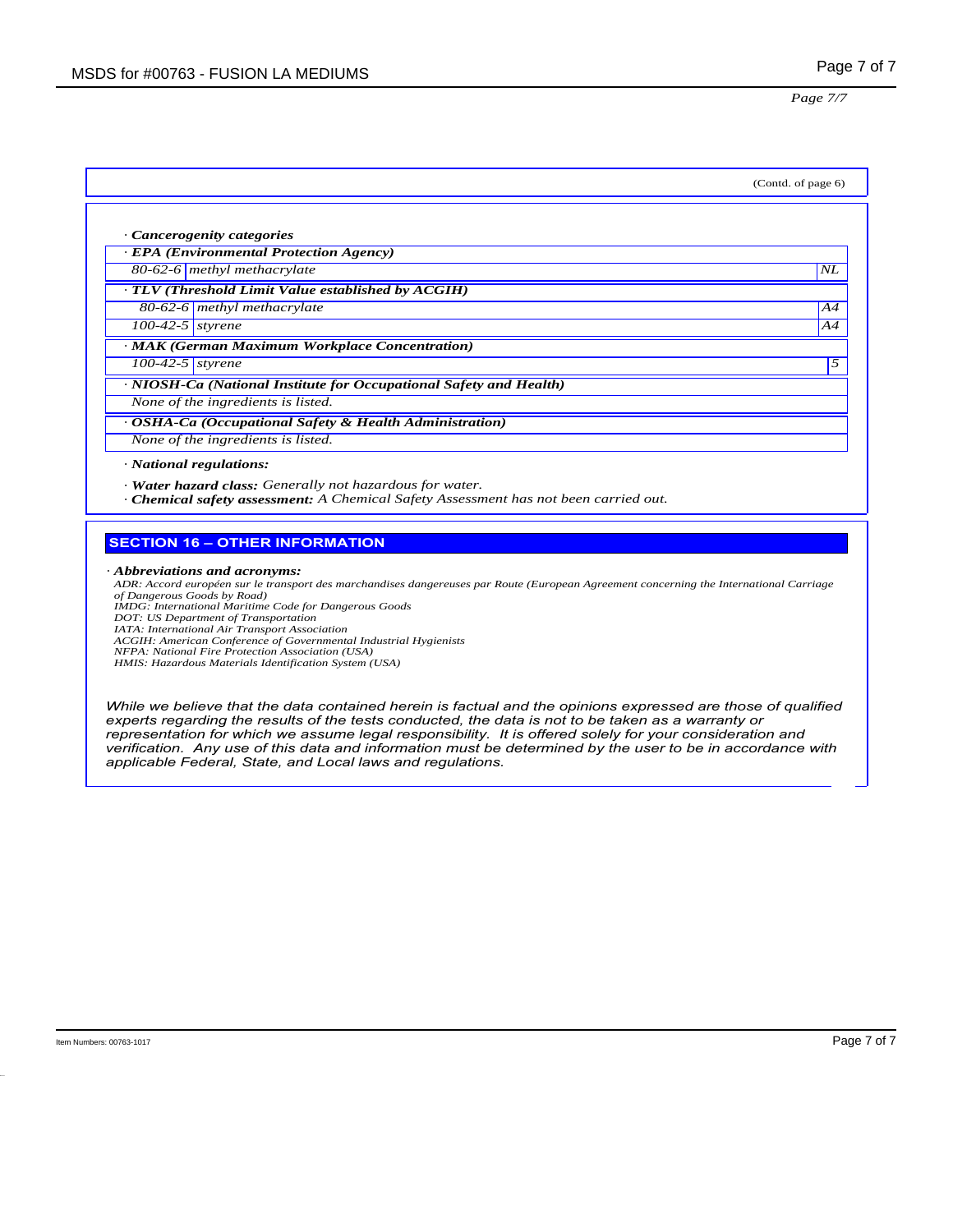(Contd. of page 6)

· ***Cancerogenity categories***

| | | |
|---|---|---|
| · ***EPA (Environmental Protection Agency)*** | | |
| *80-62-6* | *methyl methacrylate* | *NL* |
| · ***TLV (Threshold Limit Value established by ACGIH)*** | | |
| *80-62-6* | *methyl methacrylate* | *A4* |
| *100-42-5* | *styrene* | *A4* |
| · ***MAK (German Maximum Workplace Concentration)*** | | |
| *100-42-5* | *styrene* | *5* |
| · ***NIOSH-Ca (National Institute for Occupational Safety and Health)*** | | |
| *None of the ingredients is listed.* | | |
| · ***OSHA-Ca (Occupational Safety & Health Administration)*** | | |
| *None of the ingredients is listed.* | | |

· ***National regulations:***

· ***Water hazard class:*** *Generally not hazardous for water.*
· ***Chemical safety assessment:*** *A Chemical Safety Assessment has not been carried out.*

## SECTION 16 – OTHER INFORMATION

· ***Abbreviations and acronyms:***
*ADR: Accord européen sur le transport des marchandises dangereuses par Route (European Agreement concerning the International Carriage of Dangerous Goods by Road)*
*IMDG: International Maritime Code for Dangerous Goods*
*DOT: US Department of Transportation*
*IATA: International Air Transport Association*
*ACGIH: American Conference of Governmental Industrial Hygienists*
*NFPA: National Fire Protection Association (USA)*
*HMIS: Hazardous Materials Identification System (USA)*

*While we believe that the data contained herein is factual and the opinions expressed are those of qualified experts regarding the results of the tests conducted, the data is not to be taken as a warranty or representation for which we assume legal responsibility. It is offered solely for your consideration and verification. Any use of this data and information must be determined by the user to be in accordance with applicable Federal, State, and Local laws and regulations.*

Item Numbers: 00763-1017